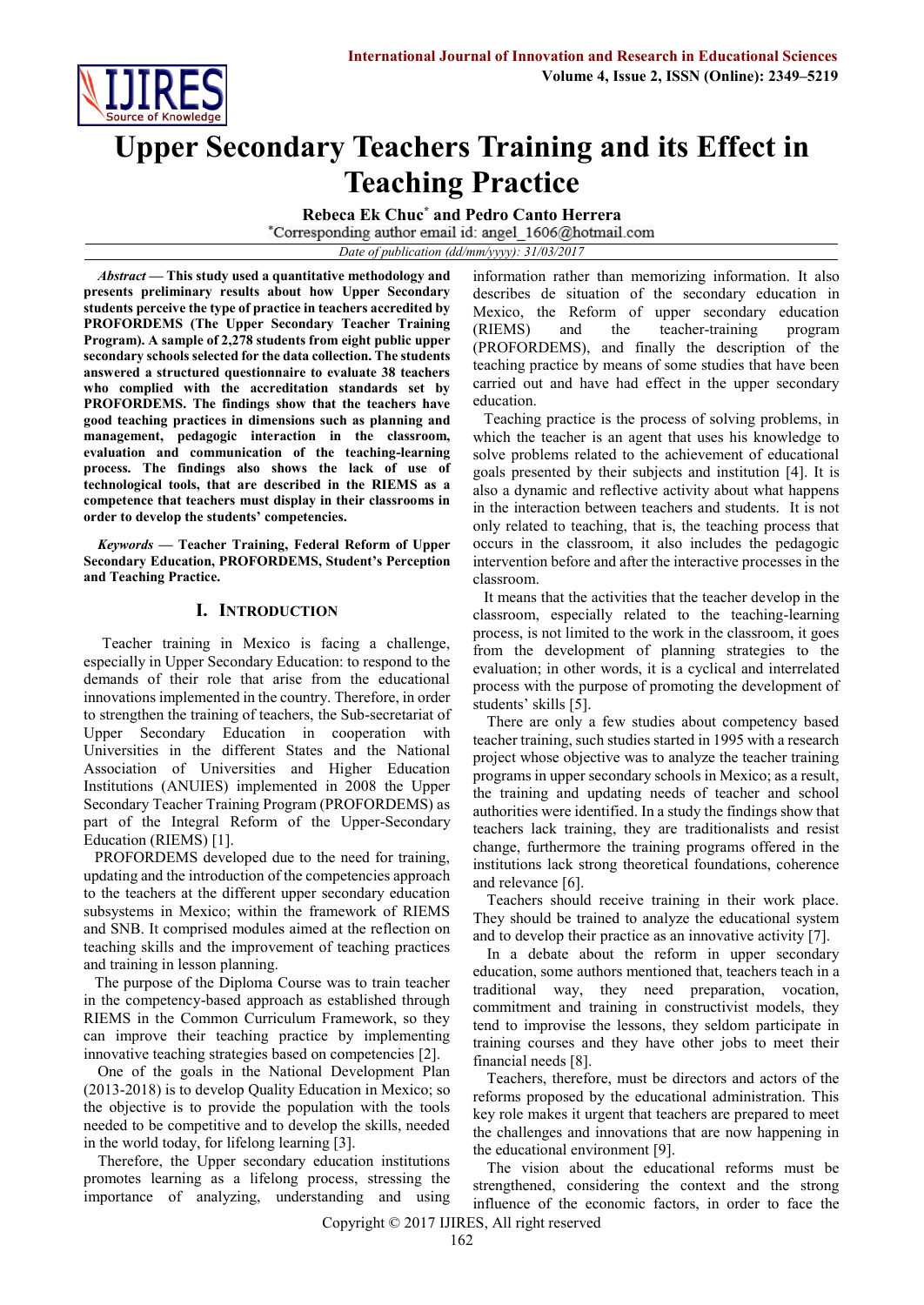# Upper Secondary Teachers Training and its Effect in Teaching Practice

**Rebeca Ek Chuc*** **and Pedro Canto Herrera**

*Corresponding author email id: angel_1606@hotmail.com

*Date of publication (dd/mm/yyyy): 31/03/2017*

***Abstract* — This study used a quantitative methodology and presents preliminary results about how Upper Secondary students perceive the type of practice in teachers accredited by PROFORDEMS (The Upper Secondary Teacher Training Program). A sample of 2,278 students from eight public upper secondary schools selected for the data collection. The students answered a structured questionnaire to evaluate 38 teachers who complied with the accreditation standards set by PROFORDEMS. The findings show that the teachers have good teaching practices in dimensions such as planning and management, pedagogic interaction in the classroom, evaluation and communication of the teaching-learning process. The findings also shows the lack of use of technological tools, that are described in the RIEMS as a competence that teachers must display in their classrooms in order to develop the students' competencies.**

***Keywords* — Teacher Training, Federal Reform of Upper Secondary Education, PROFORDEMS, Student's Perception and Teaching Practice.**

## I. Introduction

Teacher training in Mexico is facing a challenge, especially in Upper Secondary Education: to respond to the demands of their role that arise from the educational innovations implemented in the country. Therefore, in order to strengthen the training of teachers, the Sub-secretariat of Upper Secondary Education in cooperation with Universities in the different States and the National Association of Universities and Higher Education Institutions (ANUIES) implemented in 2008 the Upper Secondary Teacher Training Program (PROFORDEMS) as part of the Integral Reform of the Upper-Secondary Education (RIEMS) [1].

PROFORDEMS developed due to the need for training, updating and the introduction of the competencies approach to the teachers at the different upper secondary education subsystems in Mexico; within the framework of RIEMS and SNB. It comprised modules aimed at the reflection on teaching skills and the improvement of teaching practices and training in lesson planning.

The purpose of the Diploma Course was to train teacher in the competency-based approach as established through RIEMS in the Common Curriculum Framework, so they can improve their teaching practice by implementing innovative teaching strategies based on competencies [2].

One of the goals in the National Development Plan (2013-2018) is to develop Quality Education in Mexico; so the objective is to provide the population with the tools needed to be competitive and to develop the skills, needed in the world today, for lifelong learning [3].

Therefore, the Upper secondary education institutions promotes learning as a lifelong process, stressing the importance of analyzing, understanding and using information rather than memorizing information. It also describes de situation of the secondary education in Mexico, the Reform of upper secondary education (RIEMS) and the teacher-training program (PROFORDEMS), and finally the description of the teaching practice by means of some studies that have been carried out and have had effect in the upper secondary education.

Teaching practice is the process of solving problems, in which the teacher is an agent that uses his knowledge to solve problems related to the achievement of educational goals presented by their subjects and institution [4]. It is also a dynamic and reflective activity about what happens in the interaction between teachers and students. It is not only related to teaching, that is, the teaching process that occurs in the classroom, it also includes the pedagogic intervention before and after the interactive processes in the classroom.

It means that the activities that the teacher develop in the classroom, especially related to the teaching-learning process, is not limited to the work in the classroom, it goes from the development of planning strategies to the evaluation; in other words, it is a cyclical and interrelated process with the purpose of promoting the development of students' skills [5].

There are only a few studies about competency based teacher training, such studies started in 1995 with a research project whose objective was to analyze the teacher training programs in upper secondary schools in Mexico; as a result, the training and updating needs of teacher and school authorities were identified. In a study the findings show that teachers lack training, they are traditionalists and resist change, furthermore the training programs offered in the institutions lack strong theoretical foundations, coherence and relevance [6].

Teachers should receive training in their work place. They should be trained to analyze the educational system and to develop their practice as an innovative activity [7].

In a debate about the reform in upper secondary education, some authors mentioned that, teachers teach in a traditional way, they need preparation, vocation, commitment and training in constructivist models, they tend to improvise the lessons, they seldom participate in training courses and they have other jobs to meet their financial needs [8].

Teachers, therefore, must be directors and actors of the reforms proposed by the educational administration. This key role makes it urgent that teachers are prepared to meet the challenges and innovations that are now happening in the educational environment [9].

The vision about the educational reforms must be strengthened, considering the context and the strong influence of the economic factors, in order to face the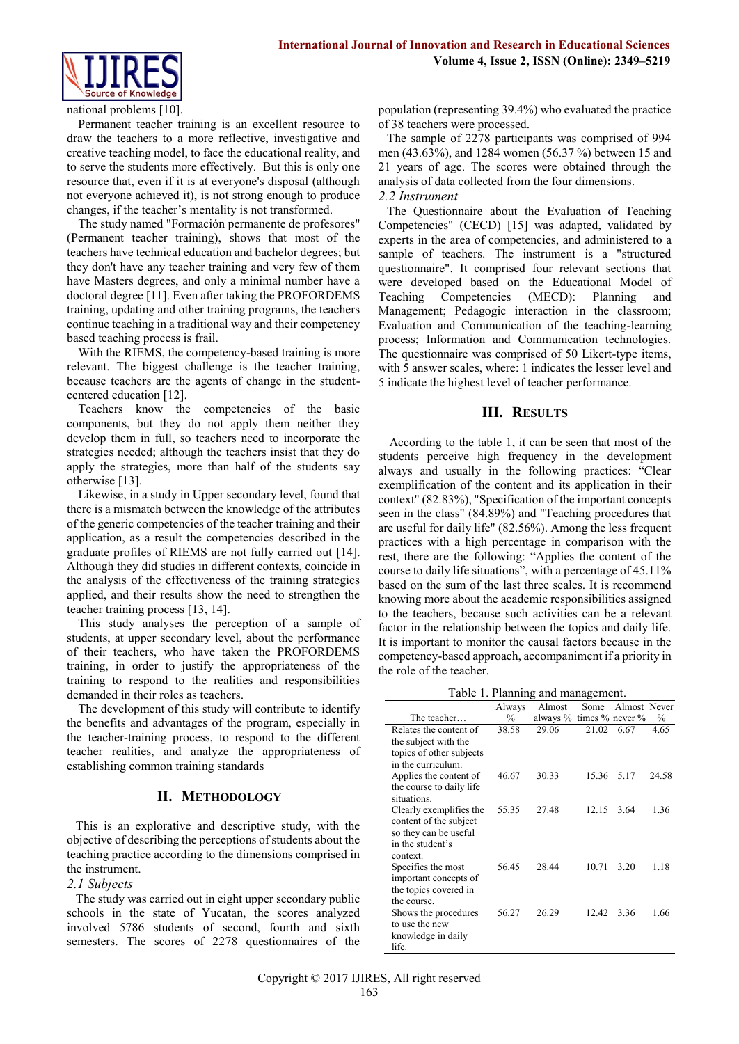national problems [10].

Permanent teacher training is an excellent resource to draw the teachers to a more reflective, investigative and creative teaching model, to face the educational reality, and to serve the students more effectively. But this is only one resource that, even if it is at everyone's disposal (although not everyone achieved it), is not strong enough to produce changes, if the teacher's mentality is not transformed.

The study named "Formación permanente de profesores" (Permanent teacher training), shows that most of the teachers have technical education and bachelor degrees; but they don't have any teacher training and very few of them have Masters degrees, and only a minimal number have a doctoral degree [11]. Even after taking the PROFORDEMS training, updating and other training programs, the teachers continue teaching in a traditional way and their competency based teaching process is frail.

With the RIEMS, the competency-based training is more relevant. The biggest challenge is the teacher training, because teachers are the agents of change in the student-centered education [12].

Teachers know the competencies of the basic components, but they do not apply them neither they develop them in full, so teachers need to incorporate the strategies needed; although the teachers insist that they do apply the strategies, more than half of the students say otherwise [13].

Likewise, in a study in Upper secondary level, found that there is a mismatch between the knowledge of the attributes of the generic competencies of the teacher training and their application, as a result the competencies described in the graduate profiles of RIEMS are not fully carried out [14]. Although they did studies in different contexts, coincide in the analysis of the effectiveness of the training strategies applied, and their results show the need to strengthen the teacher training process [13, 14].

This study analyses the perception of a sample of students, at upper secondary level, about the performance of their teachers, who have taken the PROFORDEMS training, in order to justify the appropriateness of the training to respond to the realities and responsibilities demanded in their roles as teachers.

The development of this study will contribute to identify the benefits and advantages of the program, especially in the teacher-training process, to respond to the different teacher realities, and analyze the appropriateness of establishing common training standards

## II. Methodology

This is an explorative and descriptive study, with the objective of describing the perceptions of students about the teaching practice according to the dimensions comprised in the instrument.

### *2.1 Subjects*

The study was carried out in eight upper secondary public schools in the state of Yucatan, the scores analyzed involved 5786 students of second, fourth and sixth semesters. The scores of 2278 questionnaires of the population (representing 39.4%) who evaluated the practice of 38 teachers were processed.

The sample of 2278 participants was comprised of 994 men (43.63%), and 1284 women (56.37 %) between 15 and 21 years of age. The scores were obtained through the analysis of data collected from the four dimensions.

### *2.2 Instrument*

The Questionnaire about the Evaluation of Teaching Competencies" (CECD) [15] was adapted, validated by experts in the area of competencies, and administered to a sample of teachers. The instrument is a "structured questionnaire". It comprised four relevant sections that were developed based on the Educational Model of Teaching Competencies (MECD): Planning and Management; Pedagogic interaction in the classroom; Evaluation and Communication of the teaching-learning process; Information and Communication technologies. The questionnaire was comprised of 50 Likert-type items, with 5 answer scales, where: 1 indicates the lesser level and 5 indicate the highest level of teacher performance.

## III. Results

According to the table 1, it can be seen that most of the students perceive high frequency in the development always and usually in the following practices: "Clear exemplification of the content and its application in their context" (82.83%), "Specification of the important concepts seen in the class" (84.89%) and "Teaching procedures that are useful for daily life" (82.56%). Among the less frequent practices with a high percentage in comparison with the rest, there are the following: "Applies the content of the course to daily life situations", with a percentage of 45.11% based on the sum of the last three scales. It is recommend knowing more about the academic responsibilities assigned to the teachers, because such activities can be a relevant factor in the relationship between the topics and daily life. It is important to monitor the causal factors because in the competency-based approach, accompaniment if a priority in the role of the teacher.

Table 1. Planning and management.

| The teacher… | Always % | Almost always % | Some times % | Almost never % | Never % |
|---|---|---|---|---|---|
| Relates the content of the subject with the topics of other subjects in the curriculum. | 38.58 | 29.06 | 21.02 | 6.67 | 4.65 |
| Applies the content of the course to daily life situations. | 46.67 | 30.33 | 15.36 | 5.17 | 24.58 |
| Clearly exemplifies the content of the subject so they can be useful in the student's context. | 55.35 | 27.48 | 12.15 | 3.64 | 1.36 |
| Specifies the most important concepts of the topics covered in the course. | 56.45 | 28.44 | 10.71 | 3.20 | 1.18 |
| Shows the procedures to use the new knowledge in daily life. | 56.27 | 26.29 | 12.42 | 3.36 | 1.66 |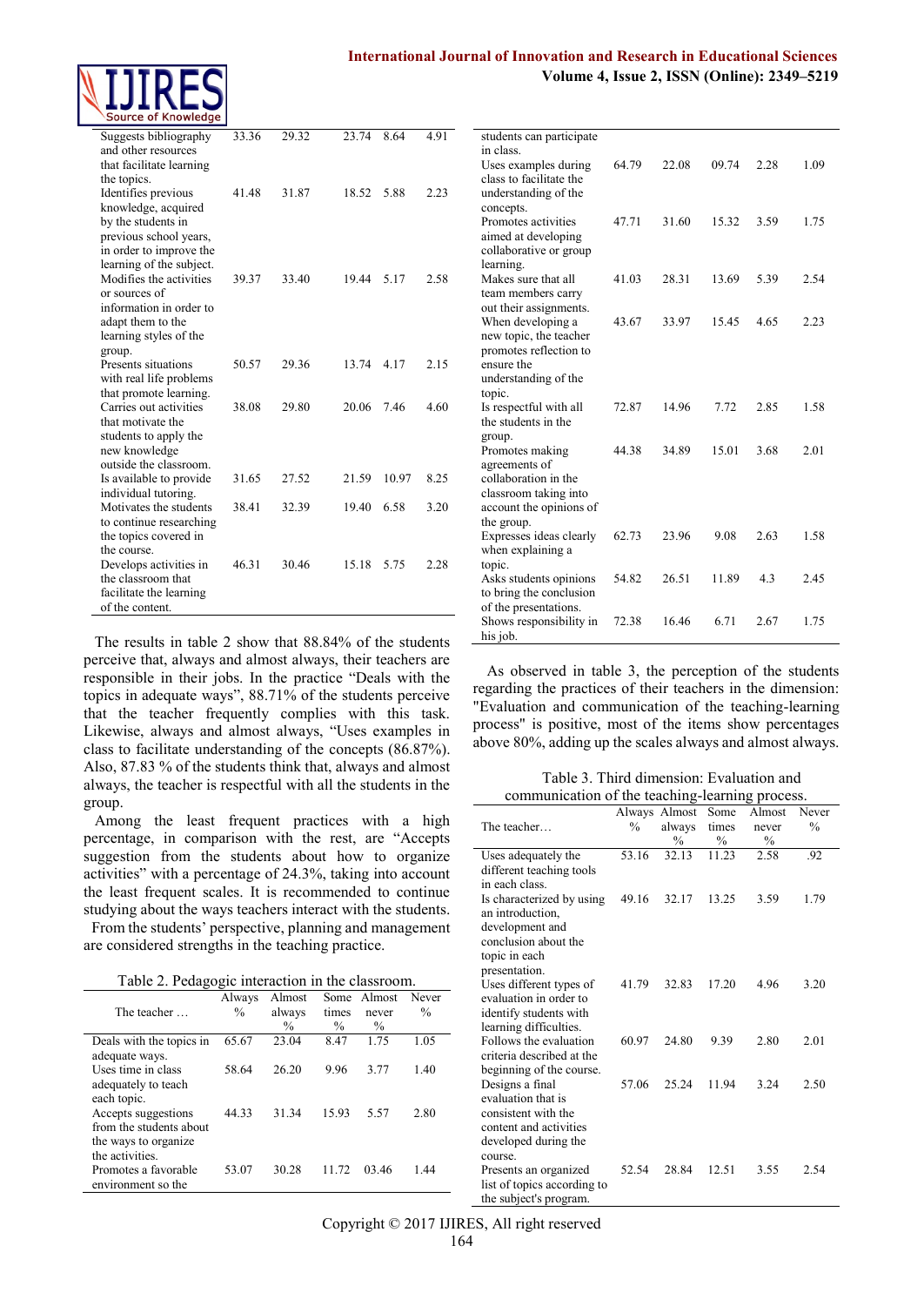| | | | | | |
|---|---|---|---|---|---|
| Suggests bibliography and other resources that facilitate learning the topics. | 33.36 | 29.32 | 23.74 | 8.64 | 4.91 |
| Identifies previous knowledge, acquired by the students in previous school years, in order to improve the learning of the subject. | 41.48 | 31.87 | 18.52 | 5.88 | 2.23 |
| Modifies the activities or sources of information in order to adapt them to the learning styles of the group. | 39.37 | 33.40 | 19.44 | 5.17 | 2.58 |
| Presents situations with real life problems that promote learning. | 50.57 | 29.36 | 13.74 | 4.17 | 2.15 |
| Carries out activities that motivate the students to apply the new knowledge outside the classroom. | 38.08 | 29.80 | 20.06 | 7.46 | 4.60 |
| Is available to provide individual tutoring. | 31.65 | 27.52 | 21.59 | 10.97 | 8.25 |
| Motivates the students to continue researching the topics covered in the course. | 38.41 | 32.39 | 19.40 | 6.58 | 3.20 |
| Develops activities in the classroom that facilitate the learning of the content. | 46.31 | 30.46 | 15.18 | 5.75 | 2.28 |

The results in table 2 show that 88.84% of the students perceive that, always and almost always, their teachers are responsible in their jobs. In the practice "Deals with the topics in adequate ways", 88.71% of the students perceive that the teacher frequently complies with this task. Likewise, always and almost always, "Uses examples in class to facilitate understanding of the concepts (86.87%). Also, 87.83 % of the students think that, always and almost always, the teacher is respectful with all the students in the group.

Among the least frequent practices with a high percentage, in comparison with the rest, are "Accepts suggestion from the students about how to organize activities" with a percentage of 24.3%, taking into account the least frequent scales. It is recommended to continue studying about the ways teachers interact with the students.

From the students' perspective, planning and management are considered strengths in the teaching practice.

Table 2. Pedagogic interaction in the classroom.

| The teacher … | Always % | Almost always % | Some times % | Almost never % | Never % |
|---|---|---|---|---|---|
| Deals with the topics in adequate ways. | 65.67 | 23.04 | 8.47 | 1.75 | 1.05 |
| Uses time in class adequately to teach each topic. | 58.64 | 26.20 | 9.96 | 3.77 | 1.40 |
| Accepts suggestions from the students about the ways to organize the activities. | 44.33 | 31.34 | 15.93 | 5.57 | 2.80 |
| Promotes a favorable environment so the students can participate in class. | 53.07 | 30.28 | 11.72 | 03.46 | 1.44 |
| Uses examples during class to facilitate the understanding of the concepts. | 64.79 | 22.08 | 09.74 | 2.28 | 1.09 |
| Promotes activities aimed at developing collaborative or group learning. | 47.71 | 31.60 | 15.32 | 3.59 | 1.75 |
| Makes sure that all team members carry out their assignments. | 41.03 | 28.31 | 13.69 | 5.39 | 2.54 |
| When developing a new topic, the teacher promotes reflection to ensure the understanding of the topic. | 43.67 | 33.97 | 15.45 | 4.65 | 2.23 |
| Is respectful with all the students in the group. | 72.87 | 14.96 | 7.72 | 2.85 | 1.58 |
| Promotes making agreements of collaboration in the classroom taking into account the opinions of the group. | 44.38 | 34.89 | 15.01 | 3.68 | 2.01 |
| Expresses ideas clearly when explaining a topic. | 62.73 | 23.96 | 9.08 | 2.63 | 1.58 |
| Asks students opinions to bring the conclusion of the presentations. | 54.82 | 26.51 | 11.89 | 4.3 | 2.45 |
| Shows responsibility in his job. | 72.38 | 16.46 | 6.71 | 2.67 | 1.75 |

As observed in table 3, the perception of the students regarding the practices of their teachers in the dimension: "Evaluation and communication of the teaching-learning process" is positive, most of the items show percentages above 80%, adding up the scales always and almost always.

Table 3. Third dimension: Evaluation and communication of the teaching-learning process.

| The teacher… | Always % | Almost always % | Some times % | Almost never % | Never % |
|---|---|---|---|---|---|
| Uses adequately the different teaching tools in each class. | 53.16 | 32.13 | 11.23 | 2.58 | .92 |
| Is characterized by using an introduction, development and conclusion about the topic in each presentation. | 49.16 | 32.17 | 13.25 | 3.59 | 1.79 |
| Uses different types of evaluation in order to identify students with learning difficulties. | 41.79 | 32.83 | 17.20 | 4.96 | 3.20 |
| Follows the evaluation criteria described at the beginning of the course. | 60.97 | 24.80 | 9.39 | 2.80 | 2.01 |
| Designs a final evaluation that is consistent with the content and activities developed during the course. | 57.06 | 25.24 | 11.94 | 3.24 | 2.50 |
| Presents an organized list of topics according to the subject's program. | 52.54 | 28.84 | 12.51 | 3.55 | 2.54 |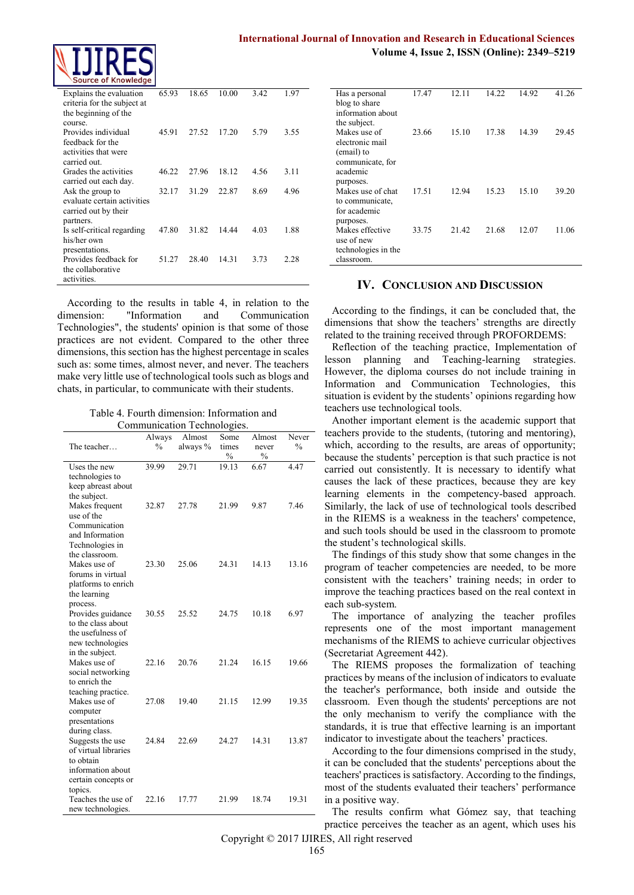| | | | | | |
|---|---|---|---|---|---|
| Explains the evaluation criteria for the subject at the beginning of the course. | 65.93 | 18.65 | 10.00 | 3.42 | 1.97 |
| Provides individual feedback for the activities that were carried out. | 45.91 | 27.52 | 17.20 | 5.79 | 3.55 |
| Grades the activities carried out each day. | 46.22 | 27.96 | 18.12 | 4.56 | 3.11 |
| Ask the group to evaluate certain activities carried out by their partners. | 32.17 | 31.29 | 22.87 | 8.69 | 4.96 |
| Is self-critical regarding his/her own presentations. | 47.80 | 31.82 | 14.44 | 4.03 | 1.88 |
| Provides feedback for the collaborative activities. | 51.27 | 28.40 | 14.31 | 3.73 | 2.28 |

According to the results in table 4, in relation to the dimension: "Information and Communication Technologies", the students' opinion is that some of those practices are not evident. Compared to the other three dimensions, this section has the highest percentage in scales such as: some times, almost never, and never. The teachers make very little use of technological tools such as blogs and chats, in particular, to communicate with their students.

Table 4. Fourth dimension: Information and Communication Technologies.

| The teacher… | Always % | Almost always % | Some times % | Almost never % | Never % |
|---|---|---|---|---|---|
| Uses the new technologies to keep abreast about the subject. | 39.99 | 29.71 | 19.13 | 6.67 | 4.47 |
| Makes frequent use of the Communication and Information Technologies in the classroom. | 32.87 | 27.78 | 21.99 | 9.87 | 7.46 |
| Makes use of forums in virtual platforms to enrich the learning process. | 23.30 | 25.06 | 24.31 | 14.13 | 13.16 |
| Provides guidance to the class about the usefulness of new technologies in the subject. | 30.55 | 25.52 | 24.75 | 10.18 | 6.97 |
| Makes use of social networking to enrich the teaching practice. | 22.16 | 20.76 | 21.24 | 16.15 | 19.66 |
| Makes use of computer presentations during class. | 27.08 | 19.40 | 21.15 | 12.99 | 19.35 |
| Suggests the use of virtual libraries to obtain information about certain concepts or topics. | 24.84 | 22.69 | 24.27 | 14.31 | 13.87 |
| Teaches the use of new technologies. | 22.16 | 17.77 | 21.99 | 18.74 | 19.31 |
| Has a personal blog to share information about the subject. | 17.47 | 12.11 | 14.22 | 14.92 | 41.26 |
| Makes use of electronic mail (email) to communicate, for academic purposes. | 23.66 | 15.10 | 17.38 | 14.39 | 29.45 |
| Makes use of chat to communicate, for academic purposes. | 17.51 | 12.94 | 15.23 | 15.10 | 39.20 |
| Makes effective use of new technologies in the classroom. | 33.75 | 21.42 | 21.68 | 12.07 | 11.06 |

## IV. Conclusion and Discussion

According to the findings, it can be concluded that, the dimensions that show the teachers' strengths are directly related to the training received through PROFORDEMS: Reflection of the teaching practice, Implementation of lesson planning and Teaching-learning strategies. However, the diploma courses do not include training in Information and Communication Technologies, this situation is evident by the students' opinions regarding how teachers use technological tools.

Another important element is the academic support that teachers provide to the students, (tutoring and mentoring), which, according to the results, are areas of opportunity; because the students' perception is that such practice is not carried out consistently. It is necessary to identify what causes the lack of these practices, because they are key learning elements in the competency-based approach. Similarly, the lack of use of technological tools described in the RIEMS is a weakness in the teachers' competence, and such tools should be used in the classroom to promote the student's technological skills.

The findings of this study show that some changes in the program of teacher competencies are needed, to be more consistent with the teachers' training needs; in order to improve the teaching practices based on the real context in each sub-system.

The importance of analyzing the teacher profiles represents one of the most important management mechanisms of the RIEMS to achieve curricular objectives (Secretariat Agreement 442).

The RIEMS proposes the formalization of teaching practices by means of the inclusion of indicators to evaluate the teacher's performance, both inside and outside the classroom. Even though the students' perceptions are not the only mechanism to verify the compliance with the standards, it is true that effective learning is an important indicator to investigate about the teachers' practices.

According to the four dimensions comprised in the study, it can be concluded that the students' perceptions about the teachers' practices is satisfactory. According to the findings, most of the students evaluated their teachers' performance in a positive way.

The results confirm what Gómez say, that teaching practice perceives the teacher as an agent, which uses his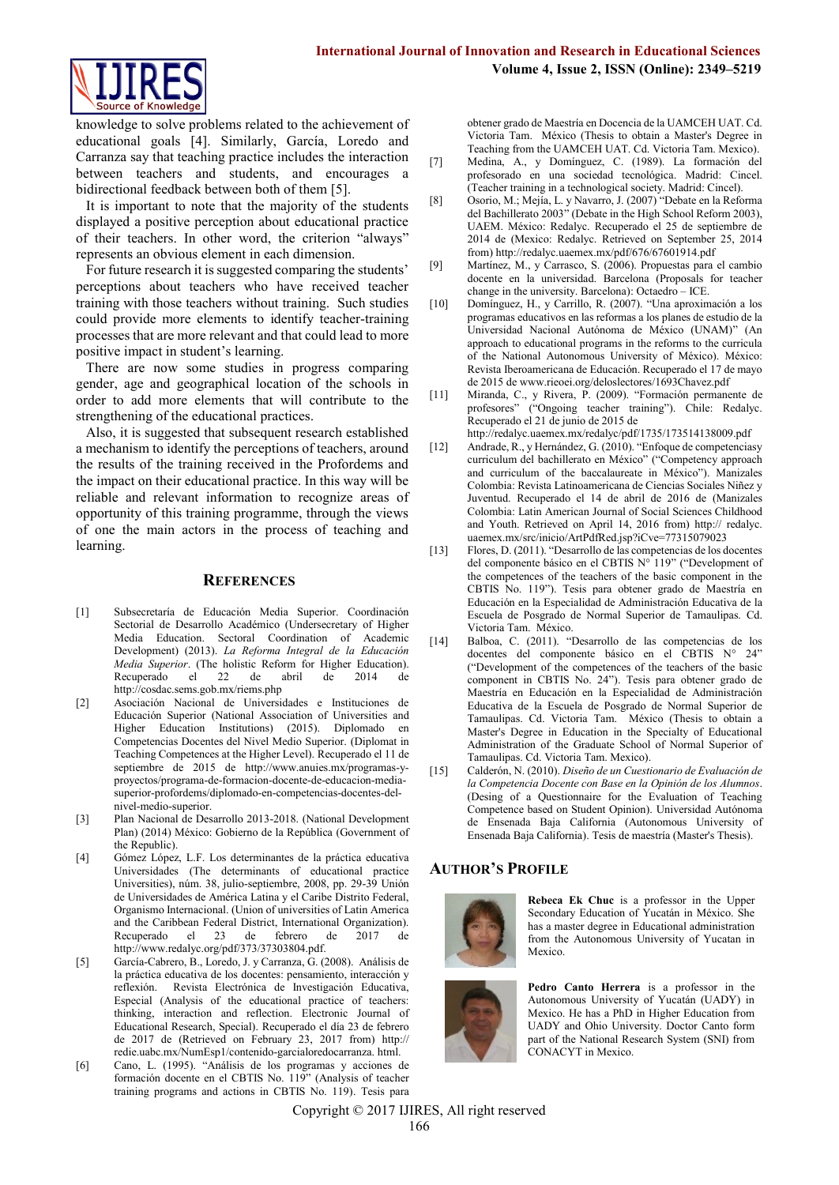knowledge to solve problems related to the achievement of educational goals [4]. Similarly, García, Loredo and Carranza say that teaching practice includes the interaction between teachers and students, and encourages a bidirectional feedback between both of them [5].

It is important to note that the majority of the students displayed a positive perception about educational practice of their teachers. In other word, the criterion "always" represents an obvious element in each dimension.

For future research it is suggested comparing the students' perceptions about teachers who have received teacher training with those teachers without training. Such studies could provide more elements to identify teacher-training processes that are more relevant and that could lead to more positive impact in student's learning.

There are now some studies in progress comparing gender, age and geographical location of the schools in order to add more elements that will contribute to the strengthening of the educational practices.

Also, it is suggested that subsequent research established a mechanism to identify the perceptions of teachers, around the results of the training received in the Profordems and the impact on their educational practice. In this way will be reliable and relevant information to recognize areas of opportunity of this training programme, through the views of one the main actors in the process of teaching and learning.

## References

[1] Subsecretaría de Educación Media Superior. Coordinación Sectorial de Desarrollo Académico (Undersecretary of Higher Media Education. Sectoral Coordination of Academic Development) (2013). *La Reforma Integral de la Educación Media Superior*. (The holistic Reform for Higher Education). Recuperado el 22 de abril de 2014 de http://cosdac.sems.gob.mx/riems.php

[2] Asociación Nacional de Universidades e Instituciones de Educación Superior (National Association of Universities and Higher Education Institutions) (2015). Diplomado en Competencias Docentes del Nivel Medio Superior. (Diplomat in Teaching Competences at the Higher Level). Recuperado el 11 de septiembre de 2015 de http://www.anuies.mx/programas-y-proyectos/programa-de-formacion-docente-de-educacion-media-superior-profordems/diplomado-en-competencias-docentes-del-nivel-medio-superior.

[3] Plan Nacional de Desarrollo 2013-2018. (National Development Plan) (2014) México: Gobierno de la República (Government of the Republic).

[4] Gómez López, L.F. Los determinantes de la práctica educativa Universidades (The determinants of educational practice Universities), núm. 38, julio-septiembre, 2008, pp. 29-39 Unión de Universidades de América Latina y el Caribe Distrito Federal, Organismo Internacional. (Union of universities of Latin America and the Caribbean Federal District, International Organization). Recuperado el 23 de febrero de 2017 de http://www.redalyc.org/pdf/373/37303804.pdf.

[5] García-Cabrero, B., Loredo, J. y Carranza, G. (2008). Análisis de la práctica educativa de los docentes: pensamiento, interacción y reflexión. Revista Electrónica de Investigación Educativa, Especial (Analysis of the educational practice of teachers: thinking, interaction and reflection. Electronic Journal of Educational Research, Special). Recuperado el día 23 de febrero de 2017 de (Retrieved on February 23, 2017 from) http:// redie.uabc.mx/NumEsp1/contenido-garcialoredocarranza. html.

[6] Cano, L. (1995). "Análisis de los programas y acciones de formación docente en el CBTIS No. 119" (Analysis of teacher training programs and actions in CBTIS No. 119). Tesis para obtener grado de Maestría en Docencia de la UAMCEH UAT. Cd. Victoria Tam. México (Thesis to obtain a Master's Degree in Teaching from the UAMCEH UAT. Cd. Victoria Tam. Mexico).

[7] Medina, A., y Domínguez, C. (1989). La formación del profesorado en una sociedad tecnológica. Madrid: Cincel. (Teacher training in a technological society. Madrid: Cincel).

[8] Osorio, M.; Mejía, L. y Navarro, J. (2007) "Debate en la Reforma del Bachillerato 2003" (Debate in the High School Reform 2003), UAEM. México: Redalyc. Recuperado el 25 de septiembre de 2014 de (Mexico: Redalyc. Retrieved on September 25, 2014 from) http://redalyc.uaemex.mx/pdf/676/67601914.pdf

[9] Martínez, M., y Carrasco, S. (2006). Propuestas para el cambio docente en la universidad. Barcelona (Proposals for teacher change in the university. Barcelona): Octaedro – ICE.

[10] Domínguez, H., y Carrillo, R. (2007). "Una aproximación a los programas educativos en las reformas a los planes de estudio de la Universidad Nacional Autónoma de México (UNAM)" (An approach to educational programs in the reforms to the curricula of the National Autonomous University of México). México: Revista Iberoamericana de Educación. Recuperado el 17 de mayo de 2015 de www.rieoei.org/deloslectores/1693Chavez.pdf

[11] Miranda, C., y Rivera, P. (2009). "Formación permanente de profesores" ("Ongoing teacher training"). Chile: Redalyc. Recuperado el 21 de junio de 2015 de http://redalyc.uaemex.mx/redalyc/pdf/1735/173514138009.pdf

[12] Andrade, R., y Hernández, G. (2010). "Enfoque de competenciasy curriculum del bachillerato en México" ("Competency approach and curriculum of the baccalaureate in México"). Manizales Colombia: Revista Latinoamericana de Ciencias Sociales Niñez y Juventud. Recuperado el 14 de abril de 2016 de (Manizales Colombia: Latin American Journal of Social Sciences Childhood and Youth. Retrieved on April 14, 2016 from) http:// redalyc. uaemex.mx/src/inicio/ArtPdfRed.jsp?iCve=77315079023

[13] Flores, D. (2011). "Desarrollo de las competencias de los docentes del componente básico en el CBTIS N° 119" ("Development of the competences of the teachers of the basic component in the CBTIS No. 119"). Tesis para obtener grado de Maestría en Educación en la Especialidad de Administración Educativa de la Escuela de Posgrado de Normal Superior de Tamaulipas. Cd. Victoria Tam. México.

[14] Balboa, C. (2011). "Desarrollo de las competencias de los docentes del componente básico en el CBTIS N° 24" ("Development of the competences of the teachers of the basic component in CBTIS No. 24"). Tesis para obtener grado de Maestría en Educación en la Especialidad de Administración Educativa de la Escuela de Posgrado de Normal Superior de Tamaulipas. Cd. Victoria Tam. México (Thesis to obtain a Master's Degree in Education in the Specialty of Educational Administration of the Graduate School of Normal Superior of Tamaulipas. Cd. Victoria Tam. Mexico).

[15] Calderón, N. (2010). *Diseño de un Cuestionario de Evaluación de la Competencia Docente con Base en la Opinión de los Alumnos*. (Desing of a Questionnaire for the Evaluation of Teaching Competence based on Student Opinion). Universidad Autónoma de Ensenada Baja California (Autonomous University of Ensenada Baja California). Tesis de maestría (Master's Thesis).

## Author's Profile

**Rebeca Ek Chuc** is a professor in the Upper Secondary Education of Yucatán in México. She has a master degree in Educational administration from the Autonomous University of Yucatan in Mexico.

**Pedro Canto Herrera** is a professor in the Autonomous University of Yucatán (UADY) in Mexico. He has a PhD in Higher Education from UADY and Ohio University. Doctor Canto form part of the National Research System (SNI) from CONACYT in Mexico.